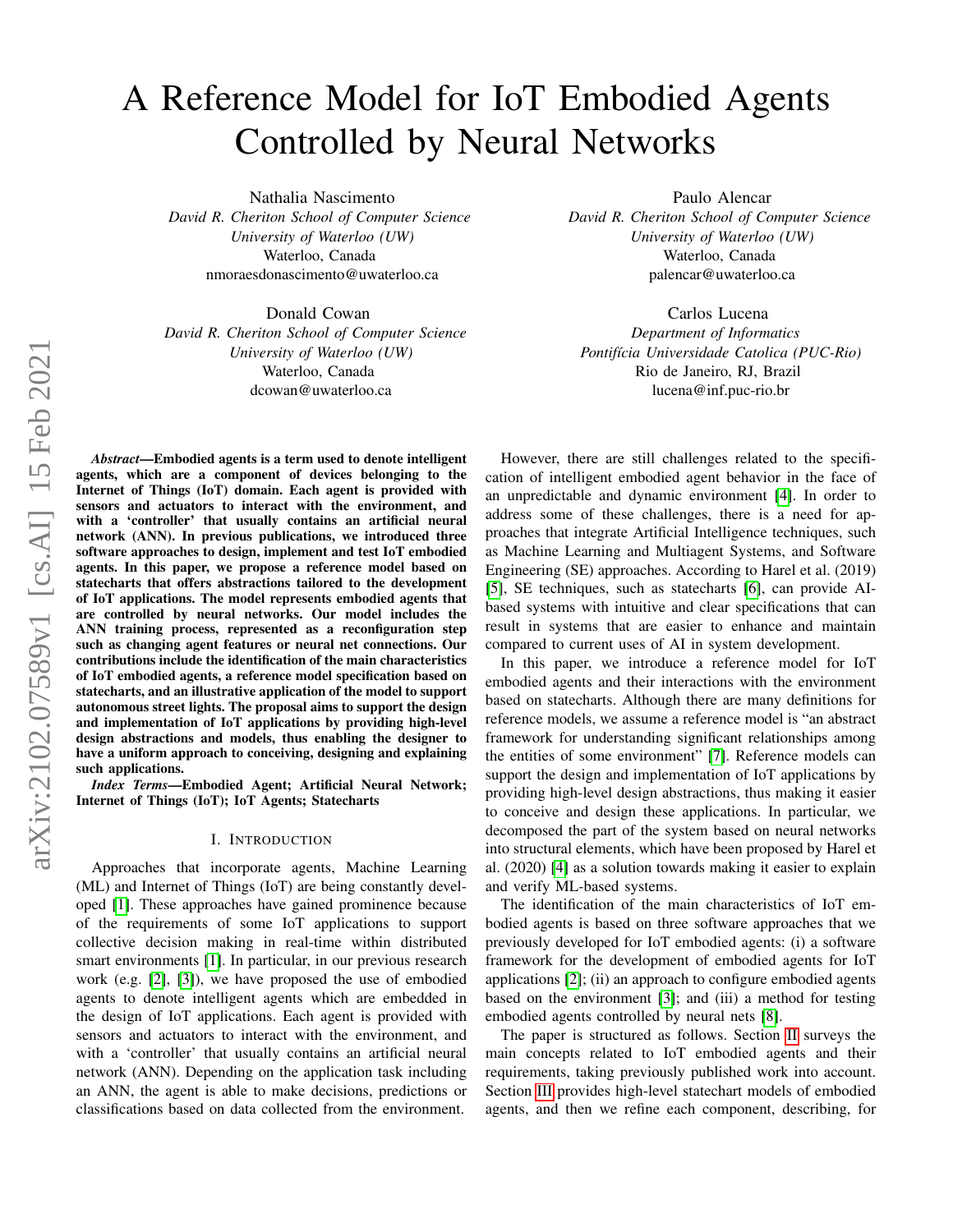# A Reference Model for IoT Embodied Agents Controlled by Neural Networks

Nathalia Nascimento
*David R. Cheriton School of Computer Science*
*University of Waterloo (UW)*
Waterloo, Canada
nmoraesdonascimento@uwaterloo.ca

Paulo Alencar
*David R. Cheriton School of Computer Science*
*University of Waterloo (UW)*
Waterloo, Canada
palencar@uwaterloo.ca

Donald Cowan
*David R. Cheriton School of Computer Science*
*University of Waterloo (UW)*
Waterloo, Canada
dcowan@uwaterloo.ca

Carlos Lucena
*Department of Informatics*
*Pontifícia Universidade Catolica (PUC-Rio)*
Rio de Janeiro, RJ, Brazil
lucena@inf.puc-rio.br

***Abstract*—Embodied agents is a term used to denote intelligent agents, which are a component of devices belonging to the Internet of Things (IoT) domain. Each agent is provided with sensors and actuators to interact with the environment, and with a 'controller' that usually contains an artificial neural network (ANN). In previous publications, we introduced three software approaches to design, implement and test IoT embodied agents. In this paper, we propose a reference model based on statecharts that offers abstractions tailored to the development of IoT applications. The model represents embodied agents that are controlled by neural networks. Our model includes the ANN training process, represented as a reconfiguration step such as changing agent features or neural net connections. Our contributions include the identification of the main characteristics of IoT embodied agents, a reference model specification based on statecharts, and an illustrative application of the model to support autonomous street lights. The proposal aims to support the design and implementation of IoT applications by providing high-level design abstractions and models, thus enabling the designer to have a uniform approach to conceiving, designing and explaining such applications.**

***Index Terms*—Embodied Agent; Artificial Neural Network; Internet of Things (IoT); IoT Agents; Statecharts**

## I. Introduction

Approaches that incorporate agents, Machine Learning (ML) and Internet of Things (IoT) are being constantly developed [1]. These approaches have gained prominence because of the requirements of some IoT applications to support collective decision making in real-time within distributed smart environments [1]. In particular, in our previous research work (e.g. [2], [3]), we have proposed the use of embodied agents to denote intelligent agents which are embedded in the design of IoT applications. Each agent is provided with sensors and actuators to interact with the environment, and with a 'controller' that usually contains an artificial neural network (ANN). Depending on the application task including an ANN, the agent is able to make decisions, predictions or classifications based on data collected from the environment.

However, there are still challenges related to the specification of intelligent embodied agent behavior in the face of an unpredictable and dynamic environment [4]. In order to address some of these challenges, there is a need for approaches that integrate Artificial Intelligence techniques, such as Machine Learning and Multiagent Systems, and Software Engineering (SE) approaches. According to Harel et al. (2019) [5], SE techniques, such as statecharts [6], can provide AI-based systems with intuitive and clear specifications that can result in systems that are easier to enhance and maintain compared to current uses of AI in system development.

In this paper, we introduce a reference model for IoT embodied agents and their interactions with the environment based on statecharts. Although there are many definitions for reference models, we assume a reference model is "an abstract framework for understanding significant relationships among the entities of some environment" [7]. Reference models can support the design and implementation of IoT applications by providing high-level design abstractions, thus making it easier to conceive and design these applications. In particular, we decomposed the part of the system based on neural networks into structural elements, which have been proposed by Harel et al. (2020) [4] as a solution towards making it easier to explain and verify ML-based systems.

The identification of the main characteristics of IoT embodied agents is based on three software approaches that we previously developed for IoT embodied agents: (i) a software framework for the development of embodied agents for IoT applications [2]; (ii) an approach to configure embodied agents based on the environment [3]; and (iii) a method for testing embodied agents controlled by neural nets [8].

The paper is structured as follows. Section II surveys the main concepts related to IoT embodied agents and their requirements, taking previously published work into account. Section III provides high-level statechart models of embodied agents, and then we refine each component, describing, for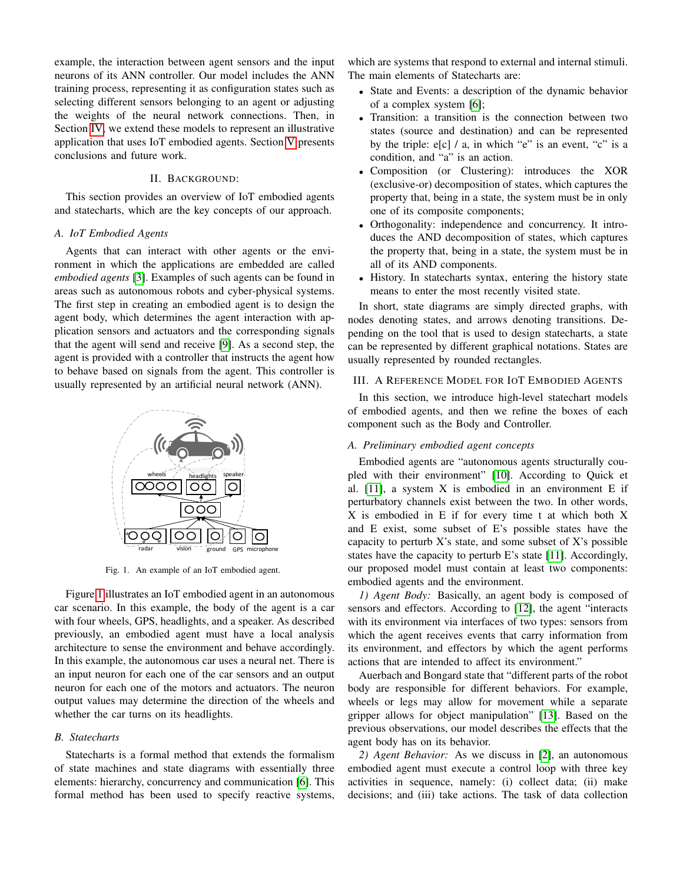example, the interaction between agent sensors and the input neurons of its ANN controller. Our model includes the ANN training process, representing it as configuration states such as selecting different sensors belonging to an agent or adjusting the weights of the neural network connections. Then, in Section IV, we extend these models to represent an illustrative application that uses IoT embodied agents. Section V presents conclusions and future work.

## II. Background:

This section provides an overview of IoT embodied agents and statecharts, which are the key concepts of our approach.

### A. IoT Embodied Agents

Agents that can interact with other agents or the environment in which the applications are embedded are called *embodied agents* [3]. Examples of such agents can be found in areas such as autonomous robots and cyber-physical systems. The first step in creating an embodied agent is to design the agent body, which determines the agent interaction with application sensors and actuators and the corresponding signals that the agent will send and receive [9]. As a second step, the agent is provided with a controller that instructs the agent how to behave based on signals from the agent. This controller is usually represented by an artificial neural network (ANN).

Fig. 1. An example of an IoT embodied agent.

Figure 1 illustrates an IoT embodied agent in an autonomous car scenario. In this example, the body of the agent is a car with four wheels, GPS, headlights, and a speaker. As described previously, an embodied agent must have a local analysis architecture to sense the environment and behave accordingly. In this example, the autonomous car uses a neural net. There is an input neuron for each one of the car sensors and an output neuron for each one of the motors and actuators. The neuron output values may determine the direction of the wheels and whether the car turns on its headlights.

### B. Statecharts

Statecharts is a formal method that extends the formalism of state machines and state diagrams with essentially three elements: hierarchy, concurrency and communication [6]. This formal method has been used to specify reactive systems, which are systems that respond to external and internal stimuli. The main elements of Statecharts are:

- State and Events: a description of the dynamic behavior of a complex system [6];
- Transition: a transition is the connection between two states (source and destination) and can be represented by the triple: e[c] / a, in which "e" is an event, "c" is a condition, and "a" is an action.
- Composition (or Clustering): introduces the XOR (exclusive-or) decomposition of states, which captures the property that, being in a state, the system must be in only one of its composite components;
- Orthogonality: independence and concurrency. It introduces the AND decomposition of states, which captures the property that, being in a state, the system must be in all of its AND components.
- History. In statecharts syntax, entering the history state means to enter the most recently visited state.

In short, state diagrams are simply directed graphs, with nodes denoting states, and arrows denoting transitions. Depending on the tool that is used to design statecharts, a state can be represented by different graphical notations. States are usually represented by rounded rectangles.

## III. A Reference Model for IoT Embodied Agents

In this section, we introduce high-level statechart models of embodied agents, and then we refine the boxes of each component such as the Body and Controller.

### A. Preliminary embodied agent concepts

Embodied agents are "autonomous agents structurally coupled with their environment" [10]. According to Quick et al. [11], a system X is embodied in an environment E if perturbatory channels exist between the two. In other words, X is embodied in E if for every time t at which both X and E exist, some subset of E's possible states have the capacity to perturb X's state, and some subset of X's possible states have the capacity to perturb E's state [11]. Accordingly, our proposed model must contain at least two components: embodied agents and the environment.

*1) Agent Body:* Basically, an agent body is composed of sensors and effectors. According to [12], the agent "interacts with its environment via interfaces of two types: sensors from which the agent receives events that carry information from its environment, and effectors by which the agent performs actions that are intended to affect its environment."

Auerbach and Bongard state that "different parts of the robot body are responsible for different behaviors. For example, wheels or legs may allow for movement while a separate gripper allows for object manipulation" [13]. Based on the previous observations, our model describes the effects that the agent body has on its behavior.

*2) Agent Behavior:* As we discuss in [2], an autonomous embodied agent must execute a control loop with three key activities in sequence, namely: (i) collect data; (ii) make decisions; and (iii) take actions. The task of data collection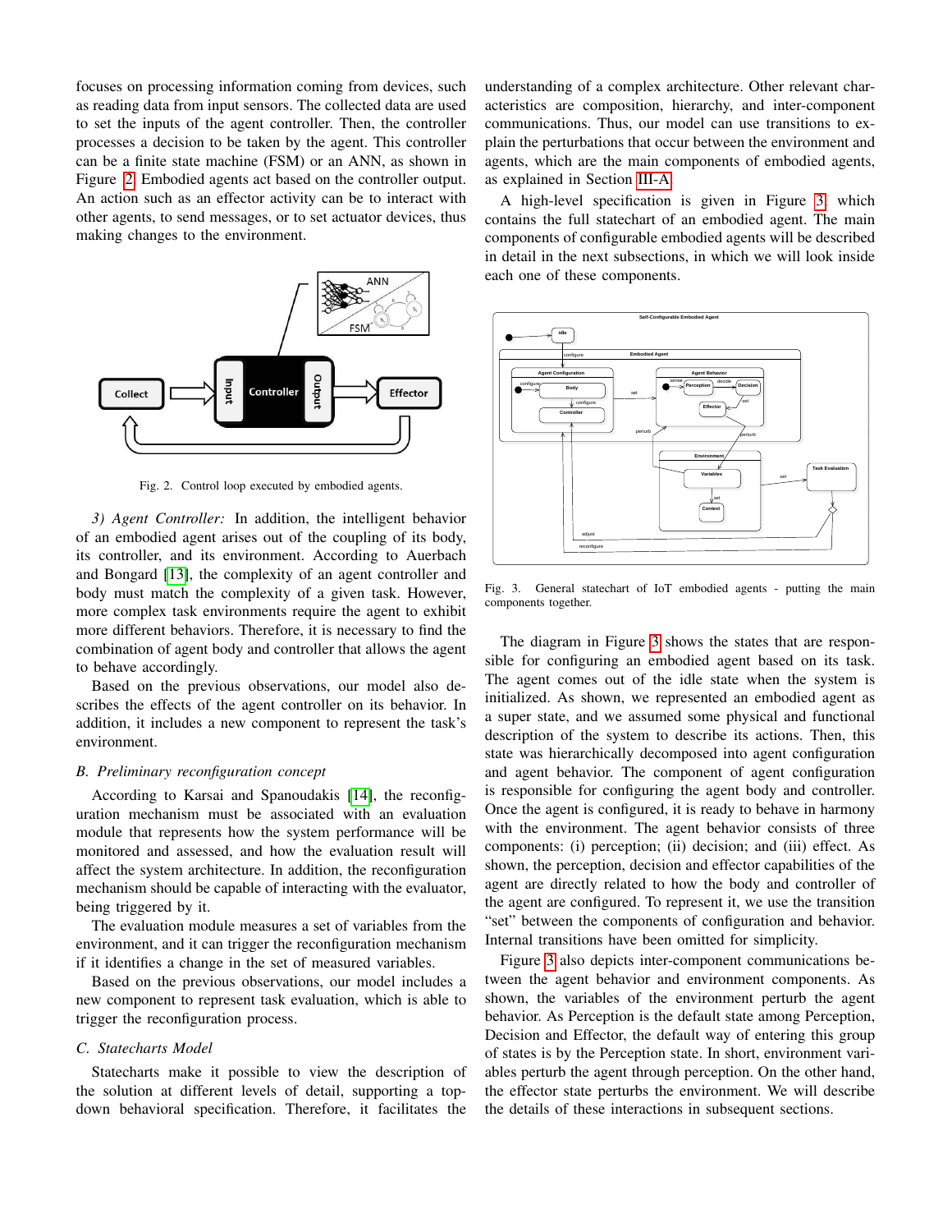focuses on processing information coming from devices, such as reading data from input sensors. The collected data are used to set the inputs of the agent controller. Then, the controller processes a decision to be taken by the agent. This controller can be a finite state machine (FSM) or an ANN, as shown in Figure 2. Embodied agents act based on the controller output. An action such as an effector activity can be to interact with other agents, to send messages, or to set actuator devices, thus making changes to the environment.

Fig. 2. Control loop executed by embodied agents.

*3) Agent Controller:* In addition, the intelligent behavior of an embodied agent arises out of the coupling of its body, its controller, and its environment. According to Auerbach and Bongard [13], the complexity of an agent controller and body must match the complexity of a given task. However, more complex task environments require the agent to exhibit more different behaviors. Therefore, it is necessary to find the combination of agent body and controller that allows the agent to behave accordingly.

Based on the previous observations, our model also describes the effects of the agent controller on its behavior. In addition, it includes a new component to represent the task's environment.

## B. Preliminary reconfiguration concept

According to Karsai and Spanoudakis [14], the reconfiguration mechanism must be associated with an evaluation module that represents how the system performance will be monitored and assessed, and how the evaluation result will affect the system architecture. In addition, the reconfiguration mechanism should be capable of interacting with the evaluator, being triggered by it.

The evaluation module measures a set of variables from the environment, and it can trigger the reconfiguration mechanism if it identifies a change in the set of measured variables.

Based on the previous observations, our model includes a new component to represent task evaluation, which is able to trigger the reconfiguration process.

## C. Statecharts Model

Statecharts make it possible to view the description of the solution at different levels of detail, supporting a top-down behavioral specification. Therefore, it facilitates the understanding of a complex architecture. Other relevant characteristics are composition, hierarchy, and inter-component communications. Thus, our model can use transitions to explain the perturbations that occur between the environment and agents, which are the main components of embodied agents, as explained in Section III-A.

A high-level specification is given in Figure 3, which contains the full statechart of an embodied agent. The main components of configurable embodied agents will be described in detail in the next subsections, in which we will look inside each one of these components.

Fig. 3. General statechart of IoT embodied agents - putting the main components together.

The diagram in Figure 3 shows the states that are responsible for configuring an embodied agent based on its task. The agent comes out of the idle state when the system is initialized. As shown, we represented an embodied agent as a super state, and we assumed some physical and functional description of the system to describe its actions. Then, this state was hierarchically decomposed into agent configuration and agent behavior. The component of agent configuration is responsible for configuring the agent body and controller. Once the agent is configured, it is ready to behave in harmony with the environment. The agent behavior consists of three components: (i) perception; (ii) decision; and (iii) effect. As shown, the perception, decision and effector capabilities of the agent are directly related to how the body and controller of the agent are configured. To represent it, we use the transition "set" between the components of configuration and behavior. Internal transitions have been omitted for simplicity.

Figure 3 also depicts inter-component communications between the agent behavior and environment components. As shown, the variables of the environment perturb the agent behavior. As Perception is the default state among Perception, Decision and Effector, the default way of entering this group of states is by the Perception state. In short, environment variables perturb the agent through perception. On the other hand, the effector state perturbs the environment. We will describe the details of these interactions in subsequent sections.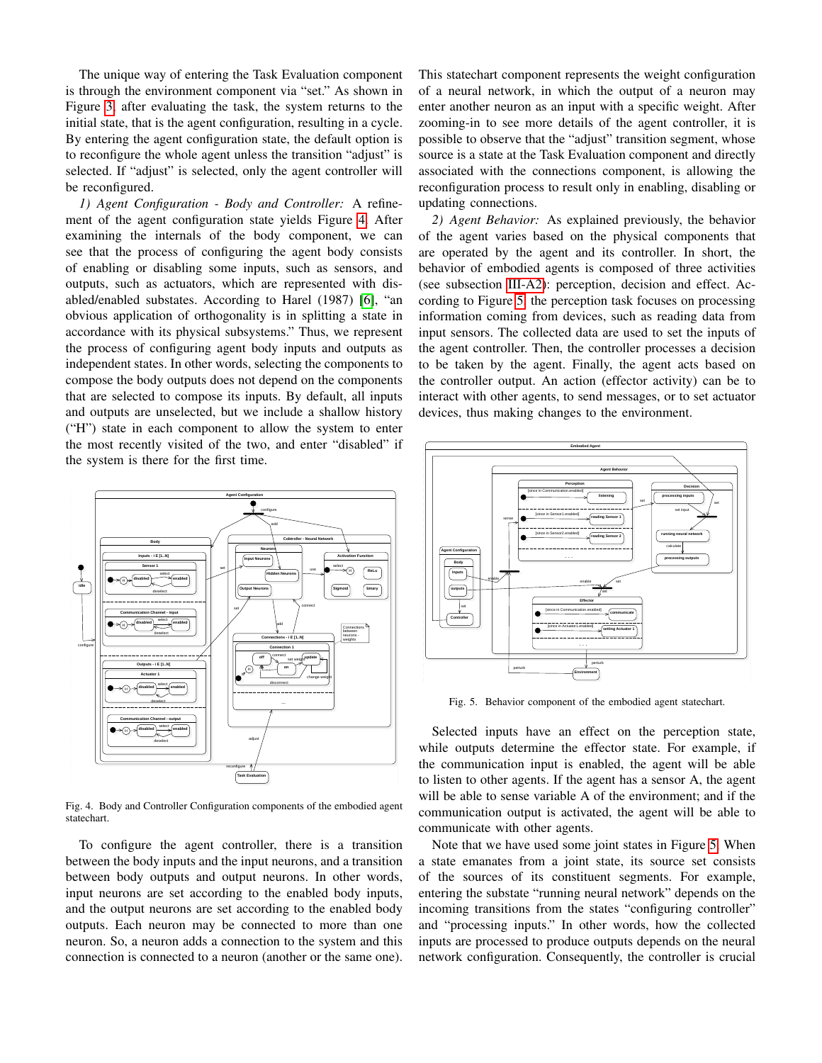The unique way of entering the Task Evaluation component is through the environment component via "set." As shown in Figure 3, after evaluating the task, the system returns to the initial state, that is the agent configuration, resulting in a cycle. By entering the agent configuration state, the default option is to reconfigure the whole agent unless the transition "adjust" is selected. If "adjust" is selected, only the agent controller will be reconfigured.

*1) Agent Configuration - Body and Controller:* A refinement of the agent configuration state yields Figure 4. After examining the internals of the body component, we can see that the process of configuring the agent body consists of enabling or disabling some inputs, such as sensors, and outputs, such as actuators, which are represented with disabled/enabled substates. According to Harel (1987) [6], "an obvious application of orthogonality is in splitting a state in accordance with its physical subsystems." Thus, we represent the process of configuring agent body inputs and outputs as independent states. In other words, selecting the components to compose the body outputs does not depend on the components that are selected to compose its inputs. By default, all inputs and outputs are unselected, but we include a shallow history ("H") state in each component to allow the system to enter the most recently visited of the two, and enter "disabled" if the system is there for the first time.

Fig. 4. Body and Controller Configuration components of the embodied agent statechart.

To configure the agent controller, there is a transition between the body inputs and the input neurons, and a transition between body outputs and output neurons. In other words, input neurons are set according to the enabled body inputs, and the output neurons are set according to the enabled body outputs. Each neuron may be connected to more than one neuron. So, a neuron adds a connection to the system and this connection is connected to a neuron (another or the same one). This statechart component represents the weight configuration of a neural network, in which the output of a neuron may enter another neuron as an input with a specific weight. After zooming-in to see more details of the agent controller, it is possible to observe that the "adjust" transition segment, whose source is a state at the Task Evaluation component and directly associated with the connections component, is allowing the reconfiguration process to result only in enabling, disabling or updating connections.

*2) Agent Behavior:* As explained previously, the behavior of the agent varies based on the physical components that are operated by the agent and its controller. In short, the behavior of embodied agents is composed of three activities (see subsection III-A2): perception, decision and effect. According to Figure 5, the perception task focuses on processing information coming from devices, such as reading data from input sensors. The collected data are used to set the inputs of the agent controller. Then, the controller processes a decision to be taken by the agent. Finally, the agent acts based on the controller output. An action (effector activity) can be to interact with other agents, to send messages, or to set actuator devices, thus making changes to the environment.

Fig. 5. Behavior component of the embodied agent statechart.

Selected inputs have an effect on the perception state, while outputs determine the effector state. For example, if the communication input is enabled, the agent will be able to listen to other agents. If the agent has a sensor A, the agent will be able to sense variable A of the environment; and if the communication output is activated, the agent will be able to communicate with other agents.

Note that we have used some joint states in Figure 5. When a state emanates from a joint state, its source set consists of the sources of its constituent segments. For example, entering the substate "running neural network" depends on the incoming transitions from the states "configuring controller" and "processing inputs." In other words, how the collected inputs are processed to produce outputs depends on the neural network configuration. Consequently, the controller is crucial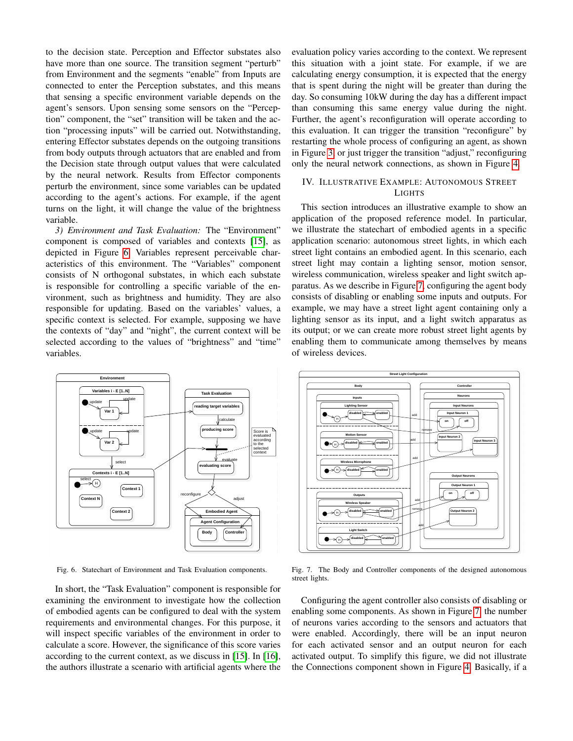to the decision state. Perception and Effector substates also have more than one source. The transition segment "perturb" from Environment and the segments "enable" from Inputs are connected to enter the Perception substates, and this means that sensing a specific environment variable depends on the agent's sensors. Upon sensing some sensors on the "Perception" component, the "set" transition will be taken and the action "processing inputs" will be carried out. Notwithstanding, entering Effector substates depends on the outgoing transitions from body outputs through actuators that are enabled and from the Decision state through output values that were calculated by the neural network. Results from Effector components perturb the environment, since some variables can be updated according to the agent's actions. For example, if the agent turns on the light, it will change the value of the brightness variable.

*3) Environment and Task Evaluation:* The "Environment" component is composed of variables and contexts [15], as depicted in Figure 6. Variables represent perceivable characteristics of this environment. The "Variables" component consists of N orthogonal substates, in which each substate is responsible for controlling a specific variable of the environment, such as brightness and humidity. They are also responsible for updating. Based on the variables' values, a specific context is selected. For example, supposing we have the contexts of "day" and "night", the current context will be selected according to the values of "brightness" and "time" variables.

Fig. 6. Statechart of Environment and Task Evaluation components.

In short, the "Task Evaluation" component is responsible for examining the environment to investigate how the collection of embodied agents can be configured to deal with the system requirements and environmental changes. For this purpose, it will inspect specific variables of the environment in order to calculate a score. However, the significance of this score varies according to the current context, as we discuss in [15]. In [16], the authors illustrate a scenario with artificial agents where the evaluation policy varies according to the context. We represent this situation with a joint state. For example, if we are calculating energy consumption, it is expected that the energy that is spent during the night will be greater than during the day. So consuming 10kW during the day has a different impact than consuming this same energy value during the night. Further, the agent's reconfiguration will operate according to this evaluation. It can trigger the transition "reconfigure" by restarting the whole process of configuring an agent, as shown in Figure 3, or just trigger the transition "adjust," reconfiguring only the neural network connections, as shown in Figure 4.

## IV. Illustrative Example: Autonomous Street Lights

This section introduces an illustrative example to show an application of the proposed reference model. In particular, we illustrate the statechart of embodied agents in a specific application scenario: autonomous street lights, in which each street light contains an embodied agent. In this scenario, each street light may contain a lighting sensor, motion sensor, wireless communication, wireless speaker and light switch apparatus. As we describe in Figure 7, configuring the agent body consists of disabling or enabling some inputs and outputs. For example, we may have a street light agent containing only a lighting sensor as its input, and a light switch apparatus as its output; or we can create more robust street light agents by enabling them to communicate among themselves by means of wireless devices.

Fig. 7. The Body and Controller components of the designed autonomous street lights.

Configuring the agent controller also consists of disabling or enabling some components. As shown in Figure 7, the number of neurons varies according to the sensors and actuators that were enabled. Accordingly, there will be an input neuron for each activated sensor and an output neuron for each activated output. To simplify this figure, we did not illustrate the Connections component shown in Figure 4. Basically, if a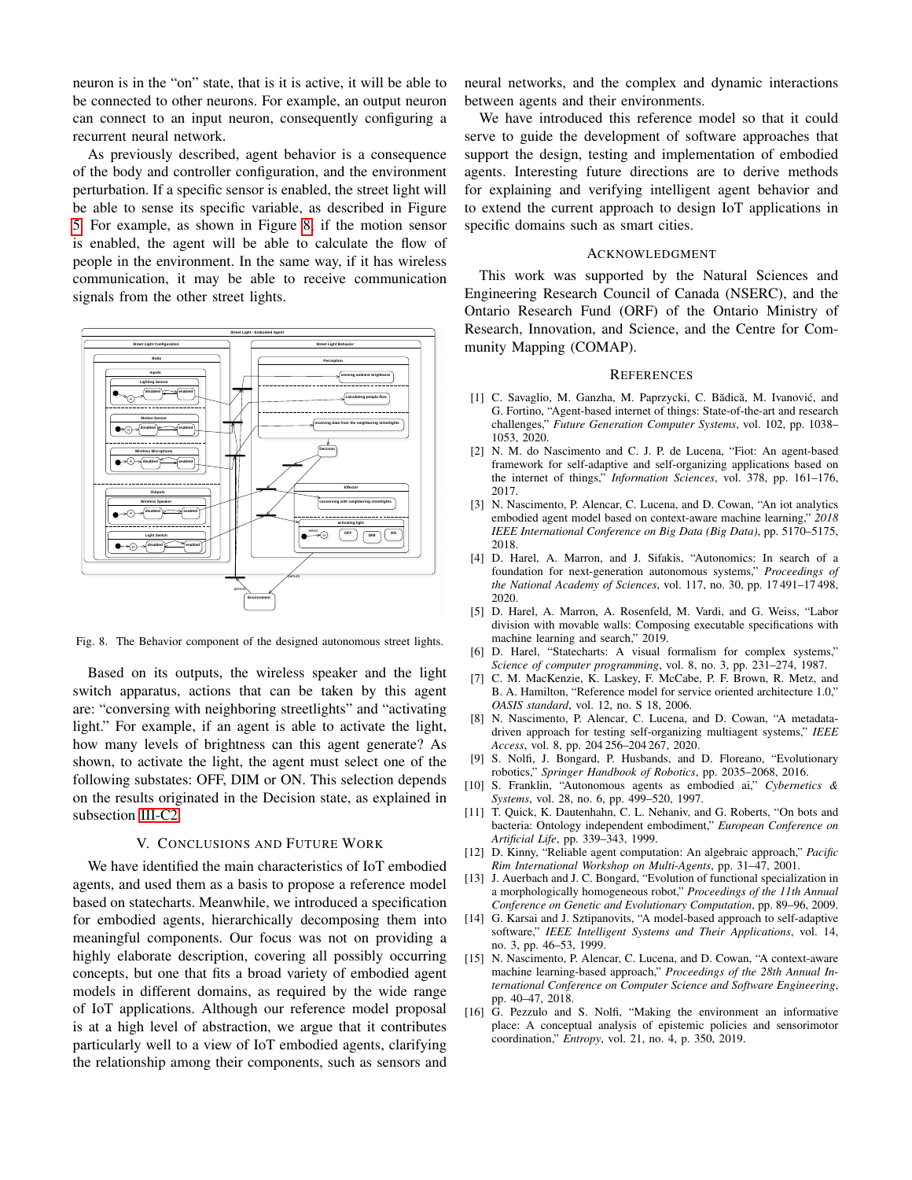neuron is in the "on" state, that is it is active, it will be able to be connected to other neurons. For example, an output neuron can connect to an input neuron, consequently configuring a recurrent neural network.

As previously described, agent behavior is a consequence of the body and controller configuration, and the environment perturbation. If a specific sensor is enabled, the street light will be able to sense its specific variable, as described in Figure 5. For example, as shown in Figure 8, if the motion sensor is enabled, the agent will be able to calculate the flow of people in the environment. In the same way, if it has wireless communication, it may be able to receive communication signals from the other street lights.

Street Light - Embodied Agent

Street Light Configuration

Street Light Behavior

Body

Inputs

Lighting Sensor

disabled

enabled

Motion Sensor

Wireless Microphone

Outputs

Wireless Speaker

Light Switch

Perception

sensing ambient brightness

calculating people flow

receiving data from the neighboring streetlights

Decision

Effector

conversing with neighboring streetlights

activating light

select

OFF

DIM

ON

perturb

Environment

Fig. 8. The Behavior component of the designed autonomous street lights.

Based on its outputs, the wireless speaker and the light switch apparatus, actions that can be taken by this agent are: "conversing with neighboring streetlights" and "activating light." For example, if an agent is able to activate the light, how many levels of brightness can this agent generate? As shown, to activate the light, the agent must select one of the following substates: OFF, DIM or ON. This selection depends on the results originated in the Decision state, as explained in subsection III-C2.

## V. Conclusions and Future Work

We have identified the main characteristics of IoT embodied agents, and used them as a basis to propose a reference model based on statecharts. Meanwhile, we introduced a specification for embodied agents, hierarchically decomposing them into meaningful components. Our focus was not on providing a highly elaborate description, covering all possibly occurring concepts, but one that fits a broad variety of embodied agent models in different domains, as required by the wide range of IoT applications. Although our reference model proposal is at a high level of abstraction, we argue that it contributes particularly well to a view of IoT embodied agents, clarifying the relationship among their components, such as sensors and neural networks, and the complex and dynamic interactions between agents and their environments.

We have introduced this reference model so that it could serve to guide the development of software approaches that support the design, testing and implementation of embodied agents. Interesting future directions are to derive methods for explaining and verifying intelligent agent behavior and to extend the current approach to design IoT applications in specific domains such as smart cities.

## Acknowledgment

This work was supported by the Natural Sciences and Engineering Research Council of Canada (NSERC), and the Ontario Research Fund (ORF) of the Ontario Ministry of Research, Innovation, and Science, and the Centre for Community Mapping (COMAP).

## References

[1] C. Savaglio, M. Ganzha, M. Paprzycki, C. Bădică, M. Ivanović, and G. Fortino, "Agent-based internet of things: State-of-the-art and research challenges," *Future Generation Computer Systems*, vol. 102, pp. 1038–1053, 2020.

[2] N. M. do Nascimento and C. J. P. de Lucena, "Fiot: An agent-based framework for self-adaptive and self-organizing applications based on the internet of things," *Information Sciences*, vol. 378, pp. 161–176, 2017.

[3] N. Nascimento, P. Alencar, C. Lucena, and D. Cowan, "An iot analytics embodied agent model based on context-aware machine learning," *2018 IEEE International Conference on Big Data (Big Data)*, pp. 5170–5175, 2018.

[4] D. Harel, A. Marron, and J. Sifakis, "Autonomics: In search of a foundation for next-generation autonomous systems," *Proceedings of the National Academy of Sciences*, vol. 117, no. 30, pp. 17 491–17 498, 2020.

[5] D. Harel, A. Marron, A. Rosenfeld, M. Vardi, and G. Weiss, "Labor division with movable walls: Composing executable specifications with machine learning and search," 2019.

[6] D. Harel, "Statecharts: A visual formalism for complex systems," *Science of computer programming*, vol. 8, no. 3, pp. 231–274, 1987.

[7] C. M. MacKenzie, K. Laskey, F. McCabe, P. F. Brown, R. Metz, and B. A. Hamilton, "Reference model for service oriented architecture 1.0," *OASIS standard*, vol. 12, no. S 18, 2006.

[8] N. Nascimento, P. Alencar, C. Lucena, and D. Cowan, "A metadata-driven approach for testing self-organizing multiagent systems," *IEEE Access*, vol. 8, pp. 204 256–204 267, 2020.

[9] S. Nolfi, J. Bongard, P. Husbands, and D. Floreano, "Evolutionary robotics," *Springer Handbook of Robotics*, pp. 2035–2068, 2016.

[10] S. Franklin, "Autonomous agents as embodied ai," *Cybernetics & Systems*, vol. 28, no. 6, pp. 499–520, 1997.

[11] T. Quick, K. Dautenhahn, C. L. Nehaniv, and G. Roberts, "On bots and bacteria: Ontology independent embodiment," *European Conference on Artificial Life*, pp. 339–343, 1999.

[12] D. Kinny, "Reliable agent computation: An algebraic approach," *Pacific Rim International Workshop on Multi-Agents*, pp. 31–47, 2001.

[13] J. Auerbach and J. C. Bongard, "Evolution of functional specialization in a morphologically homogeneous robot," *Proceedings of the 11th Annual Conference on Genetic and Evolutionary Computation*, pp. 89–96, 2009.

[14] G. Karsai and J. Sztipanovits, "A model-based approach to self-adaptive software," *IEEE Intelligent Systems and Their Applications*, vol. 14, no. 3, pp. 46–53, 1999.

[15] N. Nascimento, P. Alencar, C. Lucena, and D. Cowan, "A context-aware machine learning-based approach," *Proceedings of the 28th Annual International Conference on Computer Science and Software Engineering*, pp. 40–47, 2018.

[16] G. Pezzulo and S. Nolfi, "Making the environment an informative place: A conceptual analysis of epistemic policies and sensorimotor coordination," *Entropy*, vol. 21, no. 4, p. 350, 2019.